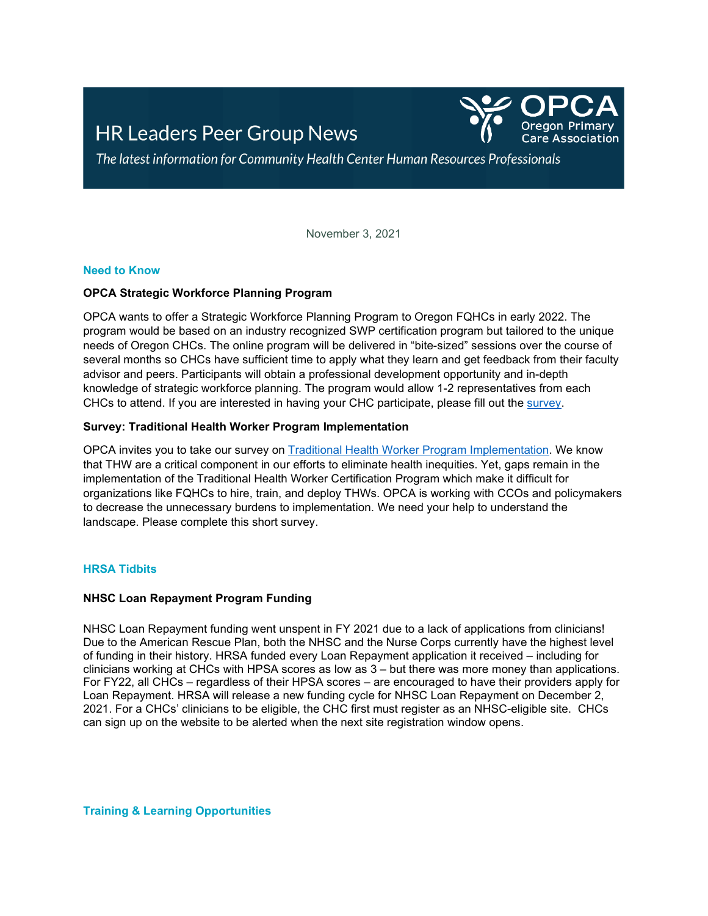# HR Leaders Peer Group News

OPCA Oregon Primary Care Association

*The latest information for Community Health Center Human Resources Professionals*

November 3, 2021

## Need to Know

**OPCA Strategic Workforce Planning Program**

OPCA wants to offer a Strategic Workforce Planning Program to Oregon FQHCs in early 2022. The program would be based on an industry recognized SWP certification program but tailored to the unique needs of Oregon CHCs. The online program will be delivered in "bite-sized" sessions over the course of several months so CHCs have sufficient time to apply what they learn and get feedback from their faculty advisor and peers. Participants will obtain a professional development opportunity and in-depth knowledge of strategic workforce planning. The program would allow 1-2 representatives from each CHCs to attend. If you are interested in having your CHC participate, please fill out the survey.

**Survey: Traditional Health Worker Program Implementation**

OPCA invites you to take our survey on Traditional Health Worker Program Implementation. We know that THW are a critical component in our efforts to eliminate health inequities. Yet, gaps remain in the implementation of the Traditional Health Worker Certification Program which make it difficult for organizations like FQHCs to hire, train, and deploy THWs. OPCA is working with CCOs and policymakers to decrease the unnecessary burdens to implementation. We need your help to understand the landscape. Please complete this short survey.

## HRSA Tidbits

**NHSC Loan Repayment Program Funding**

NHSC Loan Repayment funding went unspent in FY 2021 due to a lack of applications from clinicians! Due to the American Rescue Plan, both the NHSC and the Nurse Corps currently have the highest level of funding in their history. HRSA funded every Loan Repayment application it received – including for clinicians working at CHCs with HPSA scores as low as 3 – but there was more money than applications. For FY22, all CHCs – regardless of their HPSA scores – are encouraged to have their providers apply for Loan Repayment. HRSA will release a new funding cycle for NHSC Loan Repayment on December 2, 2021. For a CHCs' clinicians to be eligible, the CHC first must register as an NHSC-eligible site. CHCs can sign up on the website to be alerted when the next site registration window opens.

## Training & Learning Opportunities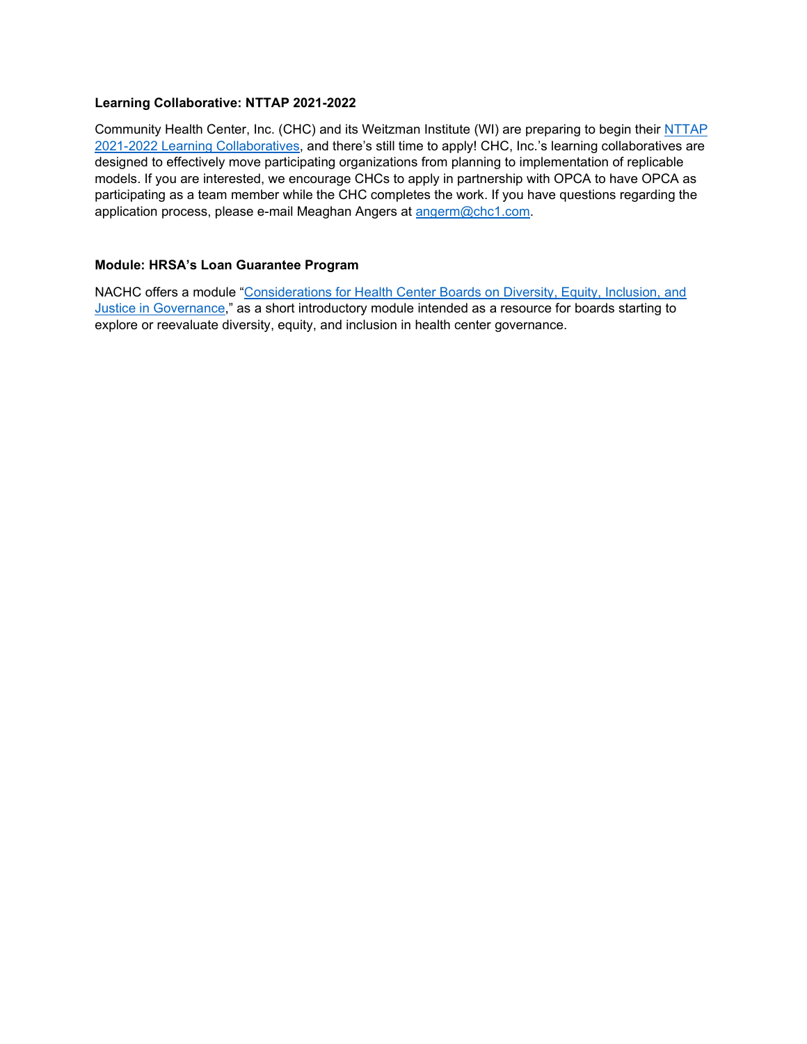**Learning Collaborative: NTTAP 2021-2022**

Community Health Center, Inc. (CHC) and its Weitzman Institute (WI) are preparing to begin their NTTAP 2021-2022 Learning Collaboratives, and there's still time to apply! CHC, Inc.'s learning collaboratives are designed to effectively move participating organizations from planning to implementation of replicable models. If you are interested, we encourage CHCs to apply in partnership with OPCA to have OPCA as participating as a team member while the CHC completes the work. If you have questions regarding the application process, please e-mail Meaghan Angers at angerm@chc1.com.

**Module: HRSA's Loan Guarantee Program**

NACHC offers a module "Considerations for Health Center Boards on Diversity, Equity, Inclusion, and Justice in Governance," as a short introductory module intended as a resource for boards starting to explore or reevaluate diversity, equity, and inclusion in health center governance.